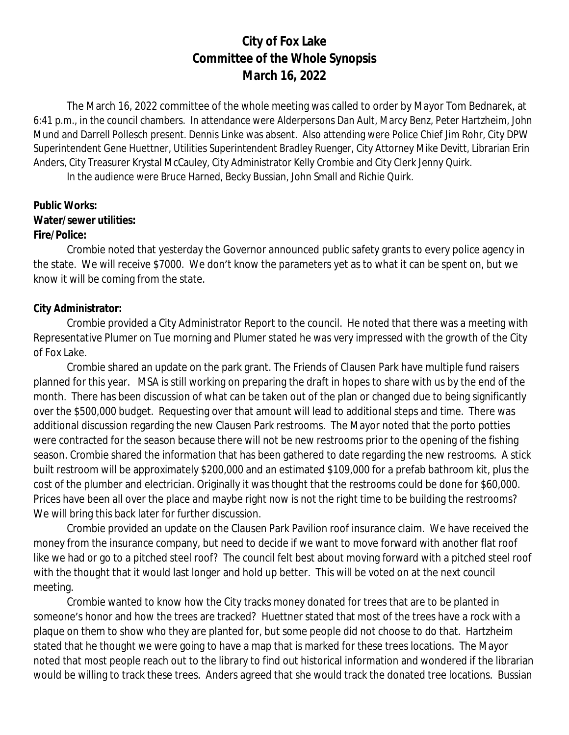# City of Fox Lake
# Committee of the Whole Synopsis
# March 16, 2022

The March 16, 2022 committee of the whole meeting was called to order by Mayor Tom Bednarek, at 6:41 p.m., in the council chambers. In attendance were Alderpersons Dan Ault, Marcy Benz, Peter Hartzheim, John Mund and Darrell Pollesch present. Dennis Linke was absent. Also attending were Police Chief Jim Rohr, City DPW Superintendent Gene Huettner, Utilities Superintendent Bradley Ruenger, City Attorney Mike Devitt, Librarian Erin Anders, City Treasurer Krystal McCauley, City Administrator Kelly Crombie and City Clerk Jenny Quirk.

In the audience were Bruce Harned, Becky Bussian, John Small and Richie Quirk.

**Public Works:**

**Water/sewer utilities:**

**Fire/Police:**

Crombie noted that yesterday the Governor announced public safety grants to every police agency in the state. We will receive $7000. We don't know the parameters yet as to what it can be spent on, but we know it will be coming from the state.

**City Administrator:**

Crombie provided a City Administrator Report to the council. He noted that there was a meeting with Representative Plumer on Tue morning and Plumer stated he was very impressed with the growth of the City of Fox Lake.

Crombie shared an update on the park grant. The Friends of Clausen Park have multiple fund raisers planned for this year. MSA is still working on preparing the draft in hopes to share with us by the end of the month. There has been discussion of what can be taken out of the plan or changed due to being significantly over the $500,000 budget. Requesting over that amount will lead to additional steps and time. There was additional discussion regarding the new Clausen Park restrooms. The Mayor noted that the porto potties were contracted for the season because there will not be new restrooms prior to the opening of the fishing season. Crombie shared the information that has been gathered to date regarding the new restrooms. A stick built restroom will be approximately $200,000 and an estimated $109,000 for a prefab bathroom kit, plus the cost of the plumber and electrician. Originally it was thought that the restrooms could be done for $60,000. Prices have been all over the place and maybe right now is not the right time to be building the restrooms? We will bring this back later for further discussion.

Crombie provided an update on the Clausen Park Pavilion roof insurance claim. We have received the money from the insurance company, but need to decide if we want to move forward with another flat roof like we had or go to a pitched steel roof? The council felt best about moving forward with a pitched steel roof with the thought that it would last longer and hold up better. This will be voted on at the next council meeting.

Crombie wanted to know how the City tracks money donated for trees that are to be planted in someone's honor and how the trees are tracked? Huettner stated that most of the trees have a rock with a plaque on them to show who they are planted for, but some people did not choose to do that. Hartzheim stated that he thought we were going to have a map that is marked for these trees locations. The Mayor noted that most people reach out to the library to find out historical information and wondered if the librarian would be willing to track these trees. Anders agreed that she would track the donated tree locations. Bussian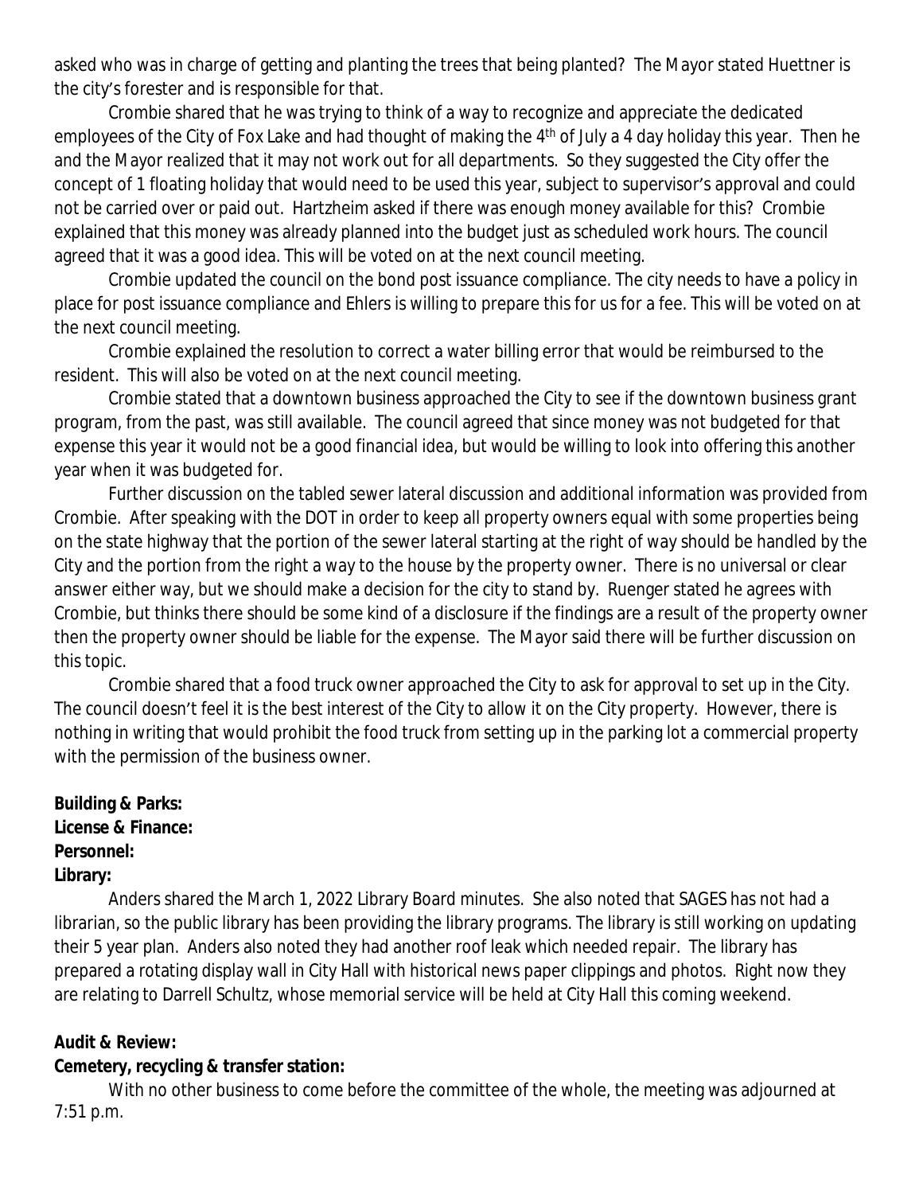asked who was in charge of getting and planting the trees that being planted? The Mayor stated Huettner is the city's forester and is responsible for that.

Crombie shared that he was trying to think of a way to recognize and appreciate the dedicated employees of the City of Fox Lake and had thought of making the 4th of July a 4 day holiday this year. Then he and the Mayor realized that it may not work out for all departments. So they suggested the City offer the concept of 1 floating holiday that would need to be used this year, subject to supervisor's approval and could not be carried over or paid out. Hartzheim asked if there was enough money available for this? Crombie explained that this money was already planned into the budget just as scheduled work hours. The council agreed that it was a good idea. This will be voted on at the next council meeting.

Crombie updated the council on the bond post issuance compliance. The city needs to have a policy in place for post issuance compliance and Ehlers is willing to prepare this for us for a fee. This will be voted on at the next council meeting.

Crombie explained the resolution to correct a water billing error that would be reimbursed to the resident. This will also be voted on at the next council meeting.

Crombie stated that a downtown business approached the City to see if the downtown business grant program, from the past, was still available. The council agreed that since money was not budgeted for that expense this year it would not be a good financial idea, but would be willing to look into offering this another year when it was budgeted for.

Further discussion on the tabled sewer lateral discussion and additional information was provided from Crombie. After speaking with the DOT in order to keep all property owners equal with some properties being on the state highway that the portion of the sewer lateral starting at the right of way should be handled by the City and the portion from the right a way to the house by the property owner. There is no universal or clear answer either way, but we should make a decision for the city to stand by. Ruenger stated he agrees with Crombie, but thinks there should be some kind of a disclosure if the findings are a result of the property owner then the property owner should be liable for the expense. The Mayor said there will be further discussion on this topic.

Crombie shared that a food truck owner approached the City to ask for approval to set up in the City. The council doesn't feel it is the best interest of the City to allow it on the City property. However, there is nothing in writing that would prohibit the food truck from setting up in the parking lot a commercial property with the permission of the business owner.

**Building & Parks:**
**License & Finance:**
**Personnel:**
**Library:**

Anders shared the March 1, 2022 Library Board minutes. She also noted that SAGES has not had a librarian, so the public library has been providing the library programs. The library is still working on updating their 5 year plan. Anders also noted they had another roof leak which needed repair. The library has prepared a rotating display wall in City Hall with historical news paper clippings and photos. Right now they are relating to Darrell Schultz, whose memorial service will be held at City Hall this coming weekend.

**Audit & Review:**
**Cemetery, recycling & transfer station:**

With no other business to come before the committee of the whole, the meeting was adjourned at 7:51 p.m.